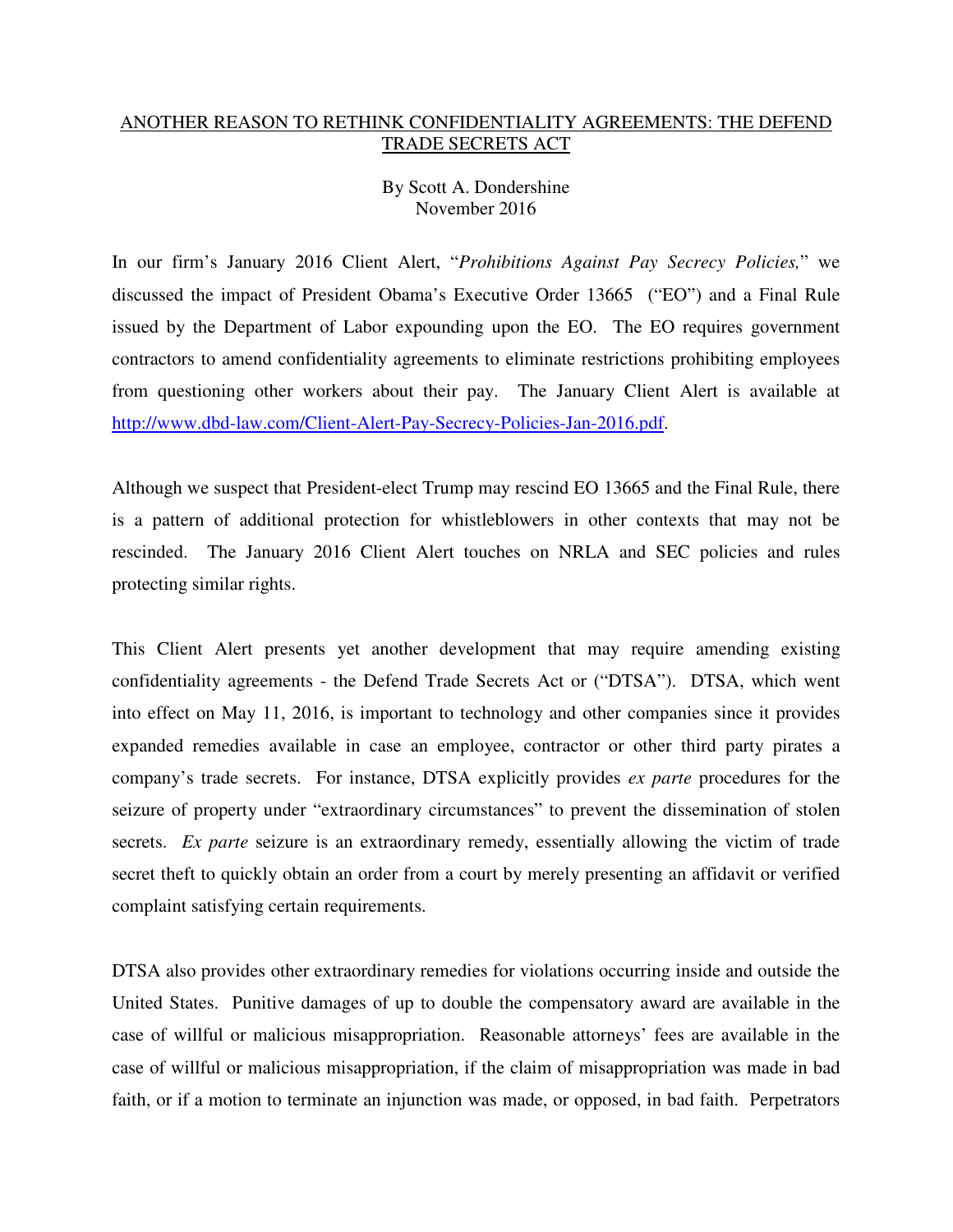# ANOTHER REASON TO RETHINK CONFIDENTIALITY AGREEMENTS: THE DEFEND TRADE SECRETS ACT

By Scott A. Dondershine
November 2016

In our firm's January 2016 Client Alert, "*Prohibitions Against Pay Secrecy Policies,*" we discussed the impact of President Obama's Executive Order 13665 ("EO") and a Final Rule issued by the Department of Labor expounding upon the EO. The EO requires government contractors to amend confidentiality agreements to eliminate restrictions prohibiting employees from questioning other workers about their pay. The January Client Alert is available at http://www.dbd-law.com/Client-Alert-Pay-Secrecy-Policies-Jan-2016.pdf.

Although we suspect that President-elect Trump may rescind EO 13665 and the Final Rule, there is a pattern of additional protection for whistleblowers in other contexts that may not be rescinded. The January 2016 Client Alert touches on NRLA and SEC policies and rules protecting similar rights.

This Client Alert presents yet another development that may require amending existing confidentiality agreements - the Defend Trade Secrets Act or ("DTSA"). DTSA, which went into effect on May 11, 2016, is important to technology and other companies since it provides expanded remedies available in case an employee, contractor or other third party pirates a company's trade secrets. For instance, DTSA explicitly provides *ex parte* procedures for the seizure of property under "extraordinary circumstances" to prevent the dissemination of stolen secrets. *Ex parte* seizure is an extraordinary remedy, essentially allowing the victim of trade secret theft to quickly obtain an order from a court by merely presenting an affidavit or verified complaint satisfying certain requirements.

DTSA also provides other extraordinary remedies for violations occurring inside and outside the United States. Punitive damages of up to double the compensatory award are available in the case of willful or malicious misappropriation. Reasonable attorneys' fees are available in the case of willful or malicious misappropriation, if the claim of misappropriation was made in bad faith, or if a motion to terminate an injunction was made, or opposed, in bad faith. Perpetrators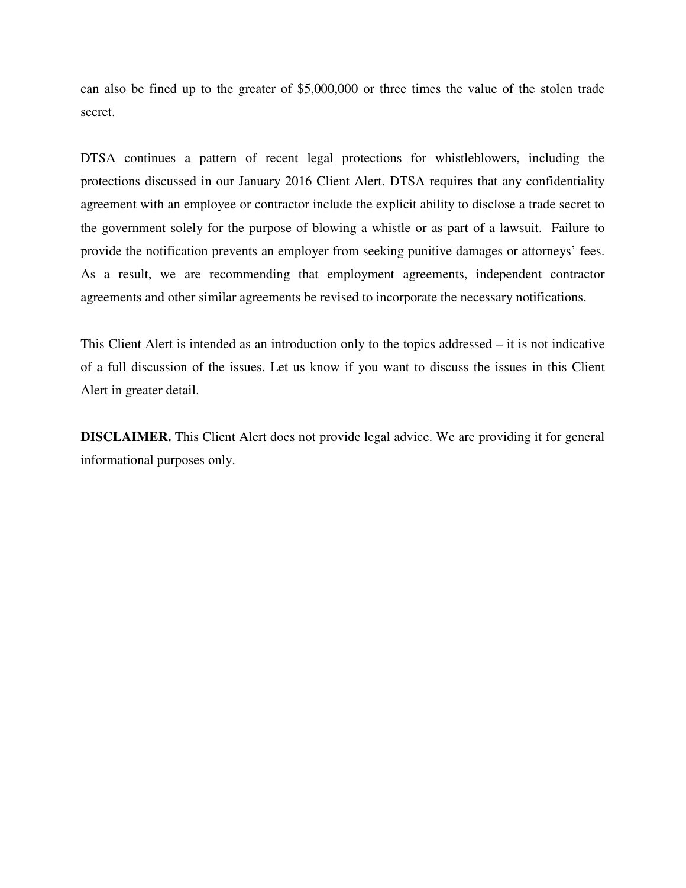can also be fined up to the greater of $5,000,000 or three times the value of the stolen trade secret.

DTSA continues a pattern of recent legal protections for whistleblowers, including the protections discussed in our January 2016 Client Alert. DTSA requires that any confidentiality agreement with an employee or contractor include the explicit ability to disclose a trade secret to the government solely for the purpose of blowing a whistle or as part of a lawsuit. Failure to provide the notification prevents an employer from seeking punitive damages or attorneys' fees. As a result, we are recommending that employment agreements, independent contractor agreements and other similar agreements be revised to incorporate the necessary notifications.

This Client Alert is intended as an introduction only to the topics addressed – it is not indicative of a full discussion of the issues. Let us know if you want to discuss the issues in this Client Alert in greater detail.

**DISCLAIMER.** This Client Alert does not provide legal advice. We are providing it for general informational purposes only.